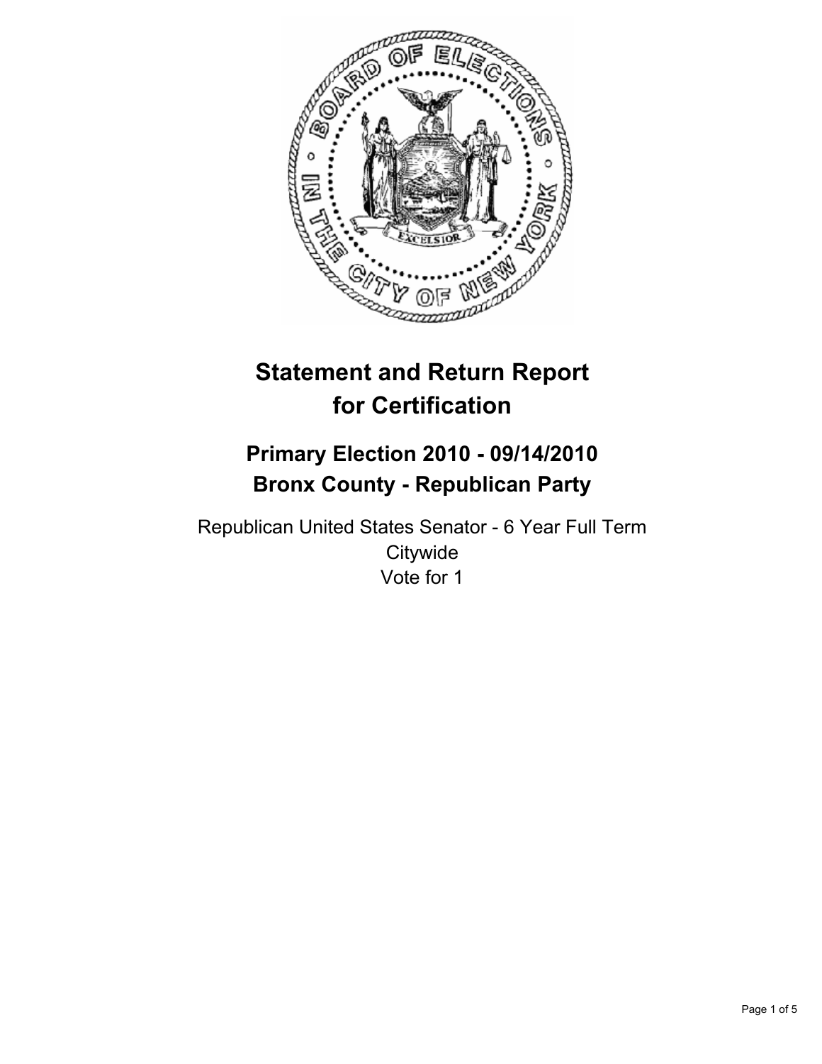# Statement and Return Report for Certification

## Primary Election 2010 - 09/14/2010
## Bronx County - Republican Party

Republican United States Senator - 6 Year Full Term
Citywide
Vote for 1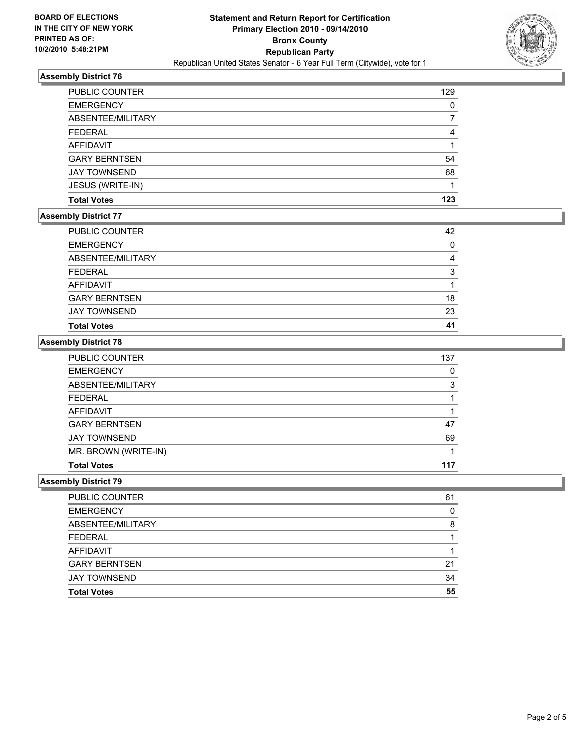**BOARD OF ELECTIONS IN THE CITY OF NEW YORK PRINTED AS OF: 10/2/2010 5:48:21PM**

**Statement and Return Report for Certification**
**Primary Election 2010 - 09/14/2010**
**Bronx County**
**Republican Party**
Republican United States Senator - 6 Year Full Term (Citywide), vote for 1

### Assembly District 76

| | |
|---|---|
| PUBLIC COUNTER | 129 |
| EMERGENCY | 0 |
| ABSENTEE/MILITARY | 7 |
| FEDERAL | 4 |
| AFFIDAVIT | 1 |
| GARY BERNTSEN | 54 |
| JAY TOWNSEND | 68 |
| JESUS (WRITE-IN) | 1 |
| **Total Votes** | **123** |

### Assembly District 77

| | |
|---|---|
| PUBLIC COUNTER | 42 |
| EMERGENCY | 0 |
| ABSENTEE/MILITARY | 4 |
| FEDERAL | 3 |
| AFFIDAVIT | 1 |
| GARY BERNTSEN | 18 |
| JAY TOWNSEND | 23 |
| **Total Votes** | **41** |

### Assembly District 78

| | |
|---|---|
| PUBLIC COUNTER | 137 |
| EMERGENCY | 0 |
| ABSENTEE/MILITARY | 3 |
| FEDERAL | 1 |
| AFFIDAVIT | 1 |
| GARY BERNTSEN | 47 |
| JAY TOWNSEND | 69 |
| MR. BROWN (WRITE-IN) | 1 |
| **Total Votes** | **117** |

### Assembly District 79

| | |
|---|---|
| PUBLIC COUNTER | 61 |
| EMERGENCY | 0 |
| ABSENTEE/MILITARY | 8 |
| FEDERAL | 1 |
| AFFIDAVIT | 1 |
| GARY BERNTSEN | 21 |
| JAY TOWNSEND | 34 |
| **Total Votes** | **55** |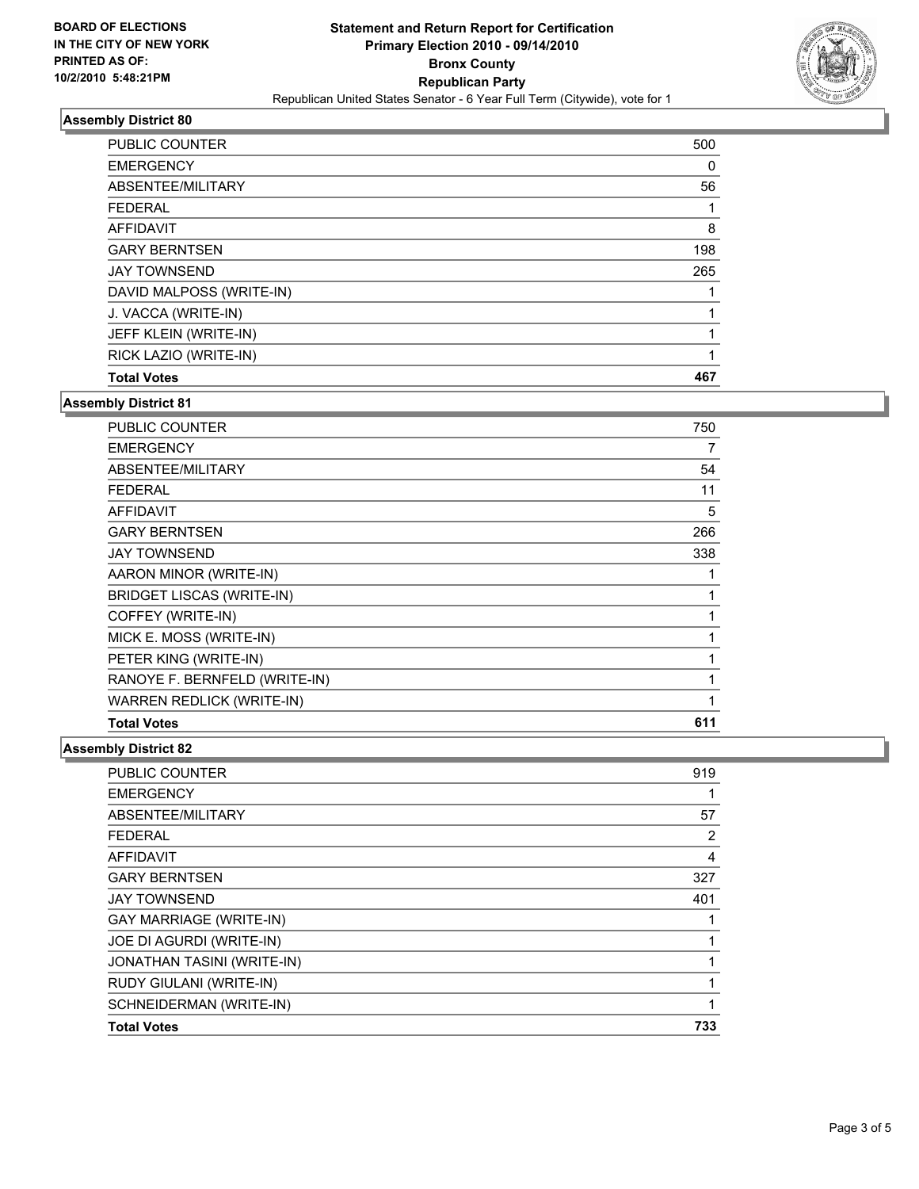BOARD OF ELECTIONS
IN THE CITY OF NEW YORK
PRINTED AS OF:
10/2/2010 5:48:21PM

# Statement and Return Report for Certification
## Primary Election 2010 - 09/14/2010
## Bronx County
## Republican Party
Republican United States Senator - 6 Year Full Term (Citywide), vote for 1

### Assembly District 80

| | |
|---|---|
| PUBLIC COUNTER | 500 |
| EMERGENCY | 0 |
| ABSENTEE/MILITARY | 56 |
| FEDERAL | 1 |
| AFFIDAVIT | 8 |
| GARY BERNTSEN | 198 |
| JAY TOWNSEND | 265 |
| DAVID MALPOSS (WRITE-IN) | 1 |
| J. VACCA (WRITE-IN) | 1 |
| JEFF KLEIN (WRITE-IN) | 1 |
| RICK LAZIO (WRITE-IN) | 1 |
| **Total Votes** | **467** |

### Assembly District 81

| | |
|---|---|
| PUBLIC COUNTER | 750 |
| EMERGENCY | 7 |
| ABSENTEE/MILITARY | 54 |
| FEDERAL | 11 |
| AFFIDAVIT | 5 |
| GARY BERNTSEN | 266 |
| JAY TOWNSEND | 338 |
| AARON MINOR (WRITE-IN) | 1 |
| BRIDGET LISCAS (WRITE-IN) | 1 |
| COFFEY (WRITE-IN) | 1 |
| MICK E. MOSS (WRITE-IN) | 1 |
| PETER KING (WRITE-IN) | 1 |
| RANOYE F. BERNFELD (WRITE-IN) | 1 |
| WARREN REDLICK (WRITE-IN) | 1 |
| **Total Votes** | **611** |

### Assembly District 82

| | |
|---|---|
| PUBLIC COUNTER | 919 |
| EMERGENCY | 1 |
| ABSENTEE/MILITARY | 57 |
| FEDERAL | 2 |
| AFFIDAVIT | 4 |
| GARY BERNTSEN | 327 |
| JAY TOWNSEND | 401 |
| GAY MARRIAGE (WRITE-IN) | 1 |
| JOE DI AGURDI (WRITE-IN) | 1 |
| JONATHAN TASINI (WRITE-IN) | 1 |
| RUDY GIULANI (WRITE-IN) | 1 |
| SCHNEIDERMAN (WRITE-IN) | 1 |
| **Total Votes** | **733** |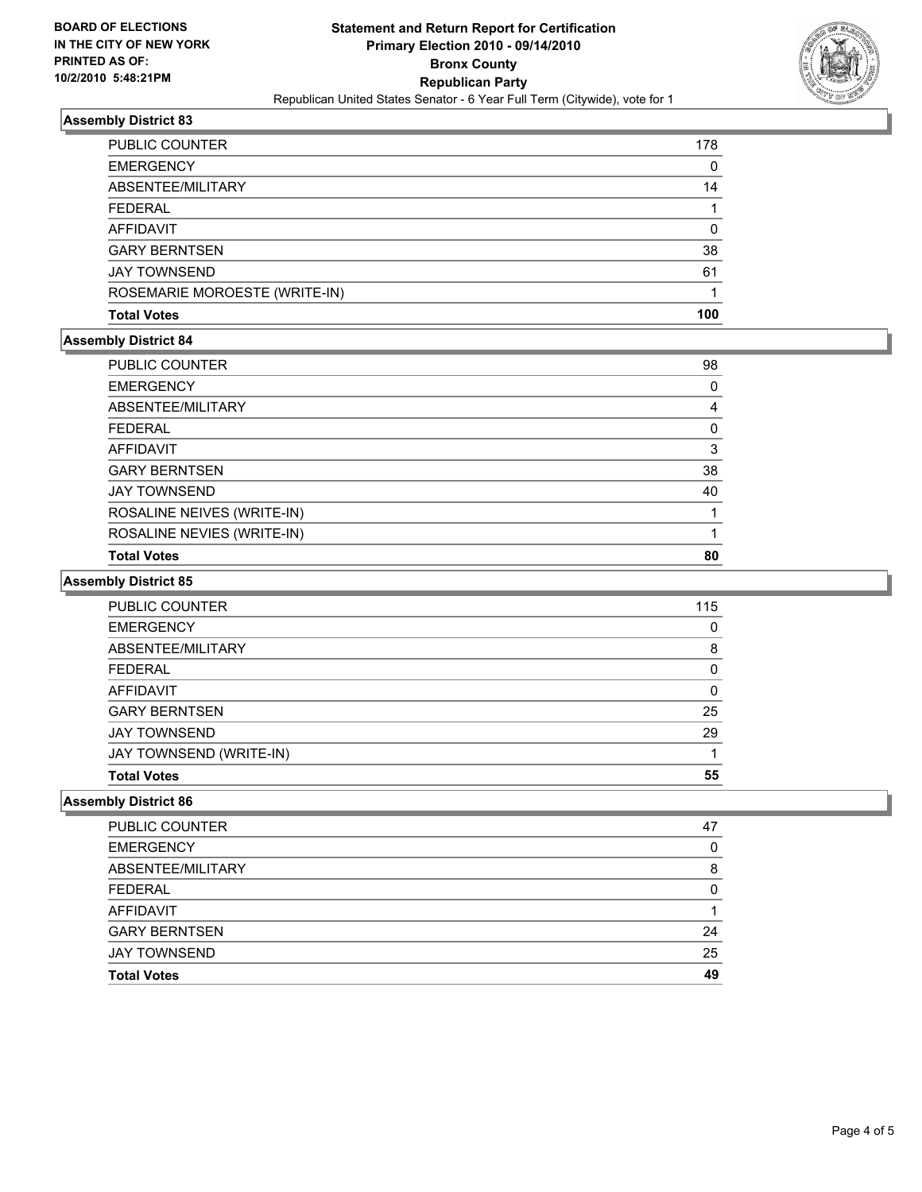**BOARD OF ELECTIONS IN THE CITY OF NEW YORK PRINTED AS OF: 10/2/2010 5:48:21PM**

# Statement and Return Report for Certification
## Primary Election 2010 - 09/14/2010
## Bronx County
## Republican Party
### Republican United States Senator - 6 Year Full Term (Citywide), vote for 1

### Assembly District 83

| | |
|---|---|
| PUBLIC COUNTER | 178 |
| EMERGENCY | 0 |
| ABSENTEE/MILITARY | 14 |
| FEDERAL | 1 |
| AFFIDAVIT | 0 |
| GARY BERNTSEN | 38 |
| JAY TOWNSEND | 61 |
| ROSEMARIE MOROESTE (WRITE-IN) | 1 |
| **Total Votes** | **100** |

### Assembly District 84

| | |
|---|---|
| PUBLIC COUNTER | 98 |
| EMERGENCY | 0 |
| ABSENTEE/MILITARY | 4 |
| FEDERAL | 0 |
| AFFIDAVIT | 3 |
| GARY BERNTSEN | 38 |
| JAY TOWNSEND | 40 |
| ROSALINE NEIVES (WRITE-IN) | 1 |
| ROSALINE NEVIES (WRITE-IN) | 1 |
| **Total Votes** | **80** |

### Assembly District 85

| | |
|---|---|
| PUBLIC COUNTER | 115 |
| EMERGENCY | 0 |
| ABSENTEE/MILITARY | 8 |
| FEDERAL | 0 |
| AFFIDAVIT | 0 |
| GARY BERNTSEN | 25 |
| JAY TOWNSEND | 29 |
| JAY TOWNSEND (WRITE-IN) | 1 |
| **Total Votes** | **55** |

### Assembly District 86

| | |
|---|---|
| PUBLIC COUNTER | 47 |
| EMERGENCY | 0 |
| ABSENTEE/MILITARY | 8 |
| FEDERAL | 0 |
| AFFIDAVIT | 1 |
| GARY BERNTSEN | 24 |
| JAY TOWNSEND | 25 |
| **Total Votes** | **49** |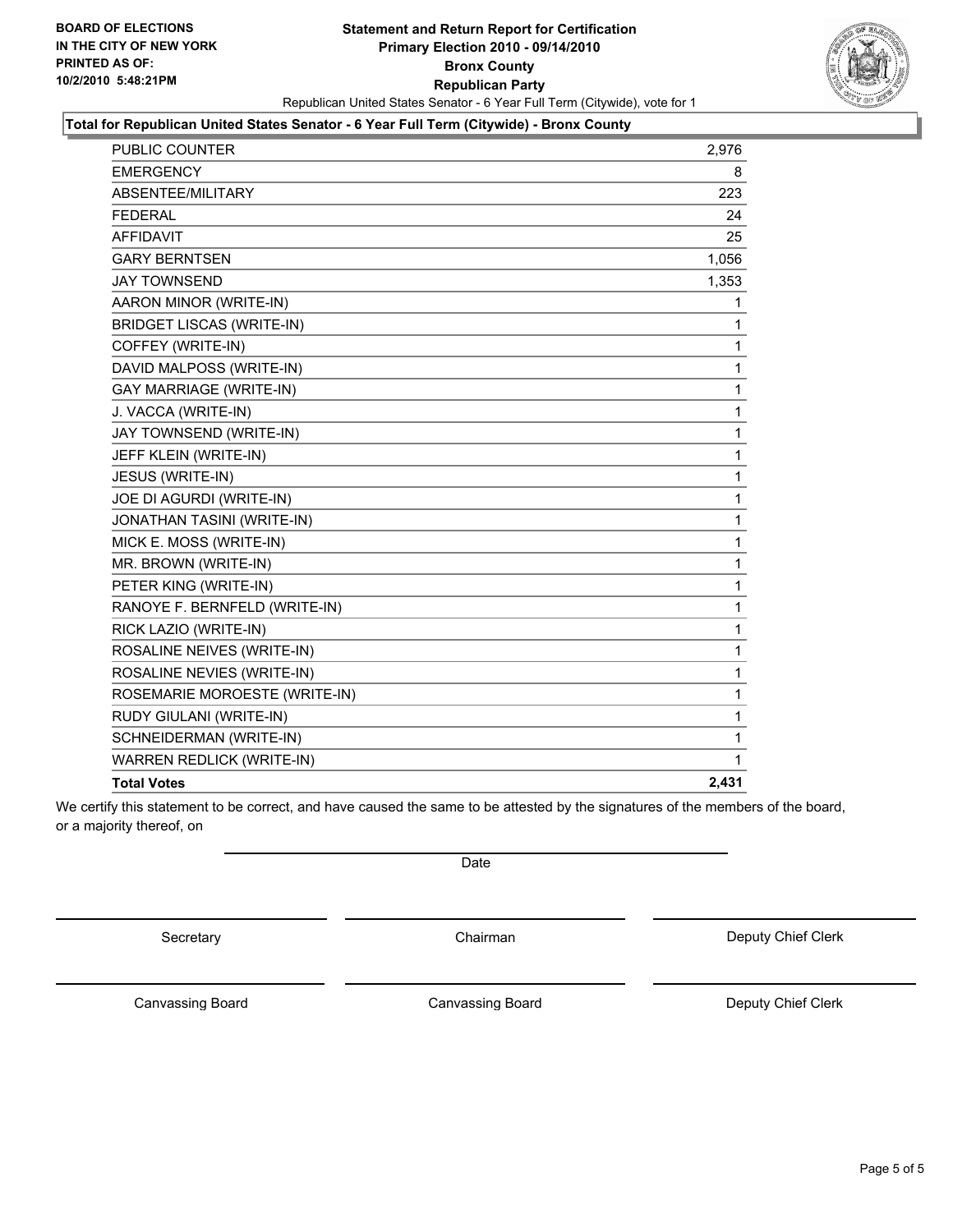**BOARD OF ELECTIONS IN THE CITY OF NEW YORK PRINTED AS OF: 10/2/2010 5:48:21PM**

# Statement and Return Report for Certification
## Primary Election 2010 - 09/14/2010
## Bronx County
## Republican Party

Republican United States Senator - 6 Year Full Term (Citywide), vote for 1

**Total for Republican United States Senator - 6 Year Full Term (Citywide) - Bronx County**

| | |
|---|---|
| PUBLIC COUNTER | 2,976 |
| EMERGENCY | 8 |
| ABSENTEE/MILITARY | 223 |
| FEDERAL | 24 |
| AFFIDAVIT | 25 |
| GARY BERNTSEN | 1,056 |
| JAY TOWNSEND | 1,353 |
| AARON MINOR (WRITE-IN) | 1 |
| BRIDGET LISCAS (WRITE-IN) | 1 |
| COFFEY (WRITE-IN) | 1 |
| DAVID MALPOSS (WRITE-IN) | 1 |
| GAY MARRIAGE (WRITE-IN) | 1 |
| J. VACCA (WRITE-IN) | 1 |
| JAY TOWNSEND (WRITE-IN) | 1 |
| JEFF KLEIN (WRITE-IN) | 1 |
| JESUS (WRITE-IN) | 1 |
| JOE DI AGURDI (WRITE-IN) | 1 |
| JONATHAN TASINI (WRITE-IN) | 1 |
| MICK E. MOSS (WRITE-IN) | 1 |
| MR. BROWN (WRITE-IN) | 1 |
| PETER KING (WRITE-IN) | 1 |
| RANOYE F. BERNFELD (WRITE-IN) | 1 |
| RICK LAZIO (WRITE-IN) | 1 |
| ROSALINE NEIVES (WRITE-IN) | 1 |
| ROSALINE NEVIES (WRITE-IN) | 1 |
| ROSEMARIE MOROESTE (WRITE-IN) | 1 |
| RUDY GIULANI (WRITE-IN) | 1 |
| SCHNEIDERMAN (WRITE-IN) | 1 |
| WARREN REDLICK (WRITE-IN) | 1 |
| **Total Votes** | **2,431** |

We certify this statement to be correct, and have caused the same to be attested by the signatures of the members of the board, or a majority thereof, on

Date

Secretary | Chairman | Deputy Chief Clerk

Canvassing Board | Canvassing Board | Deputy Chief Clerk